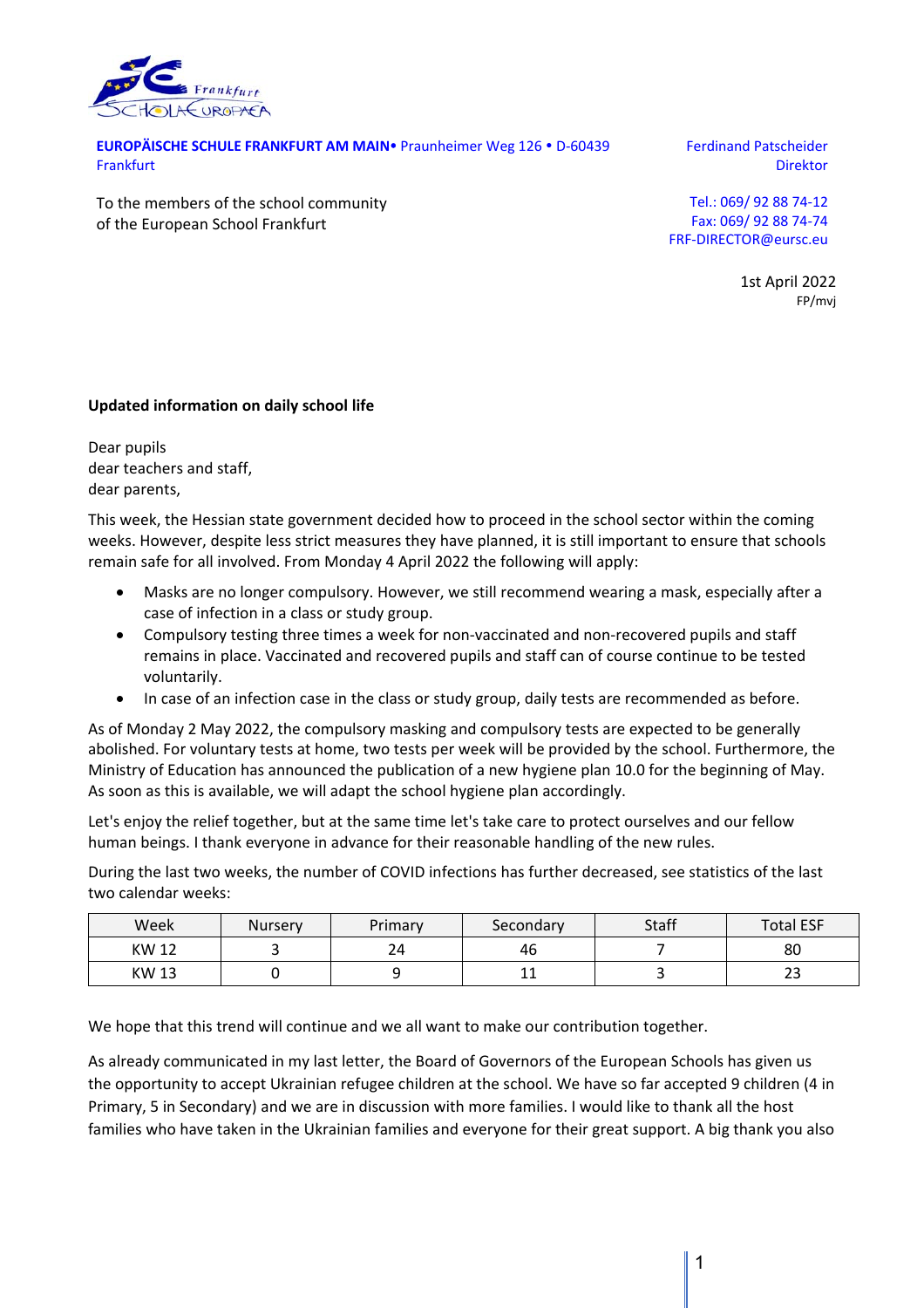**EUROPÄISCHE SCHULE FRANKFURT AM MAIN**• Praunheimer Weg 126 • D-60439 Frankfurt

Ferdinand Patscheider
Direktor

To the members of the school community
of the European School Frankfurt

Tel.: 069/ 92 88 74-12
Fax: 069/ 92 88 74-74
FRF-DIRECTOR@eursc.eu

1st April 2022
FP/mvj

**Updated information on daily school life**

Dear pupils
dear teachers and staff,
dear parents,

This week, the Hessian state government decided how to proceed in the school sector within the coming weeks. However, despite less strict measures they have planned, it is still important to ensure that schools remain safe for all involved. From Monday 4 April 2022 the following will apply:

- Masks are no longer compulsory. However, we still recommend wearing a mask, especially after a case of infection in a class or study group.
- Compulsory testing three times a week for non-vaccinated and non-recovered pupils and staff remains in place. Vaccinated and recovered pupils and staff can of course continue to be tested voluntarily.
- In case of an infection case in the class or study group, daily tests are recommended as before.

As of Monday 2 May 2022, the compulsory masking and compulsory tests are expected to be generally abolished. For voluntary tests at home, two tests per week will be provided by the school. Furthermore, the Ministry of Education has announced the publication of a new hygiene plan 10.0 for the beginning of May. As soon as this is available, we will adapt the school hygiene plan accordingly.

Let's enjoy the relief together, but at the same time let's take care to protect ourselves and our fellow human beings. I thank everyone in advance for their reasonable handling of the new rules.

During the last two weeks, the number of COVID infections has further decreased, see statistics of the last two calendar weeks:

| Week | Nursery | Primary | Secondary | Staff | Total ESF |
|---|---|---|---|---|---|
| KW 12 | 3 | 24 | 46 | 7 | 80 |
| KW 13 | 0 | 9 | 11 | 3 | 23 |

We hope that this trend will continue and we all want to make our contribution together.

As already communicated in my last letter, the Board of Governors of the European Schools has given us the opportunity to accept Ukrainian refugee children at the school. We have so far accepted 9 children (4 in Primary, 5 in Secondary) and we are in discussion with more families. I would like to thank all the host families who have taken in the Ukrainian families and everyone for their great support. A big thank you also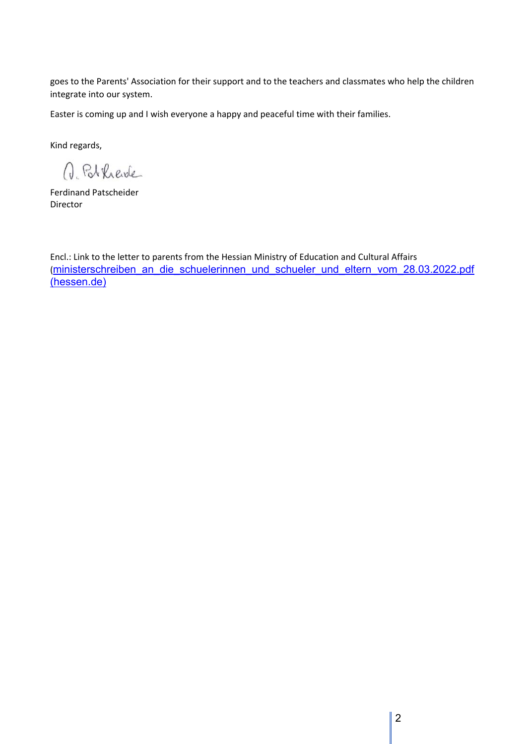goes to the Parents' Association for their support and to the teachers and classmates who help the children integrate into our system.

Easter is coming up and I wish everyone a happy and peaceful time with their families.

Kind regards,

Ferdinand Patscheider
Director

Encl.: Link to the letter to parents from the Hessian Ministry of Education and Cultural Affairs (ministerschreiben_an_die_schuelerinnen_und_schueler_und_eltern_vom_28.03.2022.pdf (hessen.de))